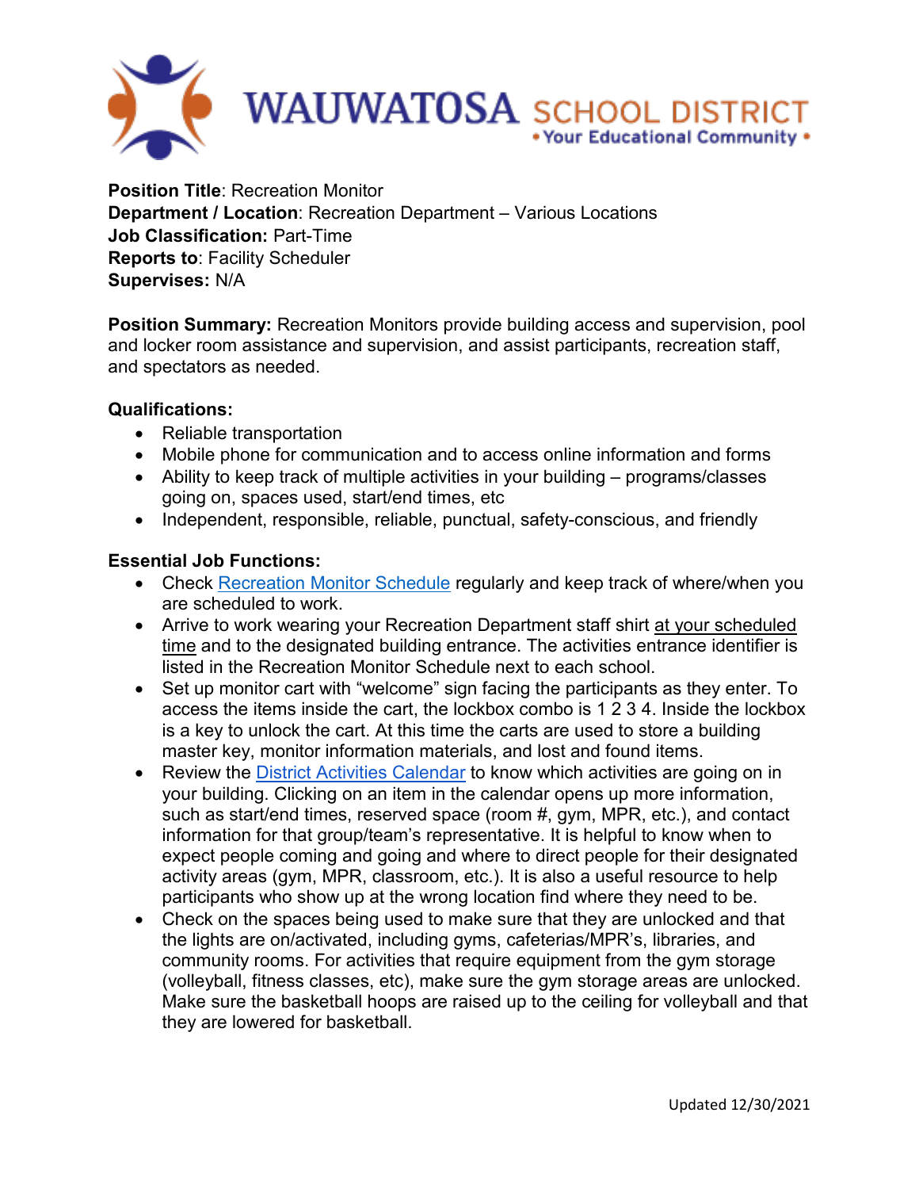# WAUWATOSA SCHOOL DISTRICT
• Your Educational Community •

**Position Title**: Recreation Monitor
**Department / Location**: Recreation Department – Various Locations
**Job Classification:** Part-Time
**Reports to**: Facility Scheduler
**Supervises:** N/A

**Position Summary:** Recreation Monitors provide building access and supervision, pool and locker room assistance and supervision, and assist participants, recreation staff, and spectators as needed.

**Qualifications:**

- Reliable transportation
- Mobile phone for communication and to access online information and forms
- Ability to keep track of multiple activities in your building – programs/classes going on, spaces used, start/end times, etc
- Independent, responsible, reliable, punctual, safety-conscious, and friendly

**Essential Job Functions:**

- Check Recreation Monitor Schedule regularly and keep track of where/when you are scheduled to work.
- Arrive to work wearing your Recreation Department staff shirt at your scheduled time and to the designated building entrance. The activities entrance identifier is listed in the Recreation Monitor Schedule next to each school.
- Set up monitor cart with "welcome" sign facing the participants as they enter. To access the items inside the cart, the lockbox combo is 1 2 3 4. Inside the lockbox is a key to unlock the cart. At this time the carts are used to store a building master key, monitor information materials, and lost and found items.
- Review the District Activities Calendar to know which activities are going on in your building. Clicking on an item in the calendar opens up more information, such as start/end times, reserved space (room #, gym, MPR, etc.), and contact information for that group/team's representative. It is helpful to know when to expect people coming and going and where to direct people for their designated activity areas (gym, MPR, classroom, etc.). It is also a useful resource to help participants who show up at the wrong location find where they need to be.
- Check on the spaces being used to make sure that they are unlocked and that the lights are on/activated, including gyms, cafeterias/MPR's, libraries, and community rooms. For activities that require equipment from the gym storage (volleyball, fitness classes, etc), make sure the gym storage areas are unlocked. Make sure the basketball hoops are raised up to the ceiling for volleyball and that they are lowered for basketball.

Updated 12/30/2021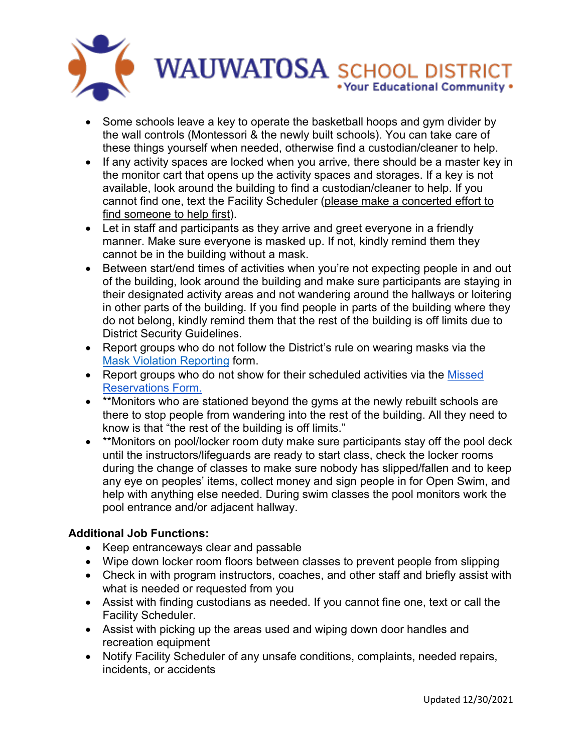- Some schools leave a key to operate the basketball hoops and gym divider by the wall controls (Montessori & the newly built schools). You can take care of these things yourself when needed, otherwise find a custodian/cleaner to help.
- If any activity spaces are locked when you arrive, there should be a master key in the monitor cart that opens up the activity spaces and storages. If a key is not available, look around the building to find a custodian/cleaner to help. If you cannot find one, text the Facility Scheduler (please make a concerted effort to find someone to help first).
- Let in staff and participants as they arrive and greet everyone in a friendly manner. Make sure everyone is masked up. If not, kindly remind them they cannot be in the building without a mask.
- Between start/end times of activities when you're not expecting people in and out of the building, look around the building and make sure participants are staying in their designated activity areas and not wandering around the hallways or loitering in other parts of the building. If you find people in parts of the building where they do not belong, kindly remind them that the rest of the building is off limits due to District Security Guidelines.
- Report groups who do not follow the District's rule on wearing masks via the Mask Violation Reporting form.
- Report groups who do not show for their scheduled activities via the Missed Reservations Form.
- **Monitors who are stationed beyond the gyms at the newly rebuilt schools are there to stop people from wandering into the rest of the building. All they need to know is that "the rest of the building is off limits."
- **Monitors on pool/locker room duty make sure participants stay off the pool deck until the instructors/lifeguards are ready to start class, check the locker rooms during the change of classes to make sure nobody has slipped/fallen and to keep any eye on peoples' items, collect money and sign people in for Open Swim, and help with anything else needed. During swim classes the pool monitors work the pool entrance and/or adjacent hallway.

**Additional Job Functions:**

- Keep entranceways clear and passable
- Wipe down locker room floors between classes to prevent people from slipping
- Check in with program instructors, coaches, and other staff and briefly assist with what is needed or requested from you
- Assist with finding custodians as needed. If you cannot fine one, text or call the Facility Scheduler.
- Assist with picking up the areas used and wiping down door handles and recreation equipment
- Notify Facility Scheduler of any unsafe conditions, complaints, needed repairs, incidents, or accidents

Updated 12/30/2021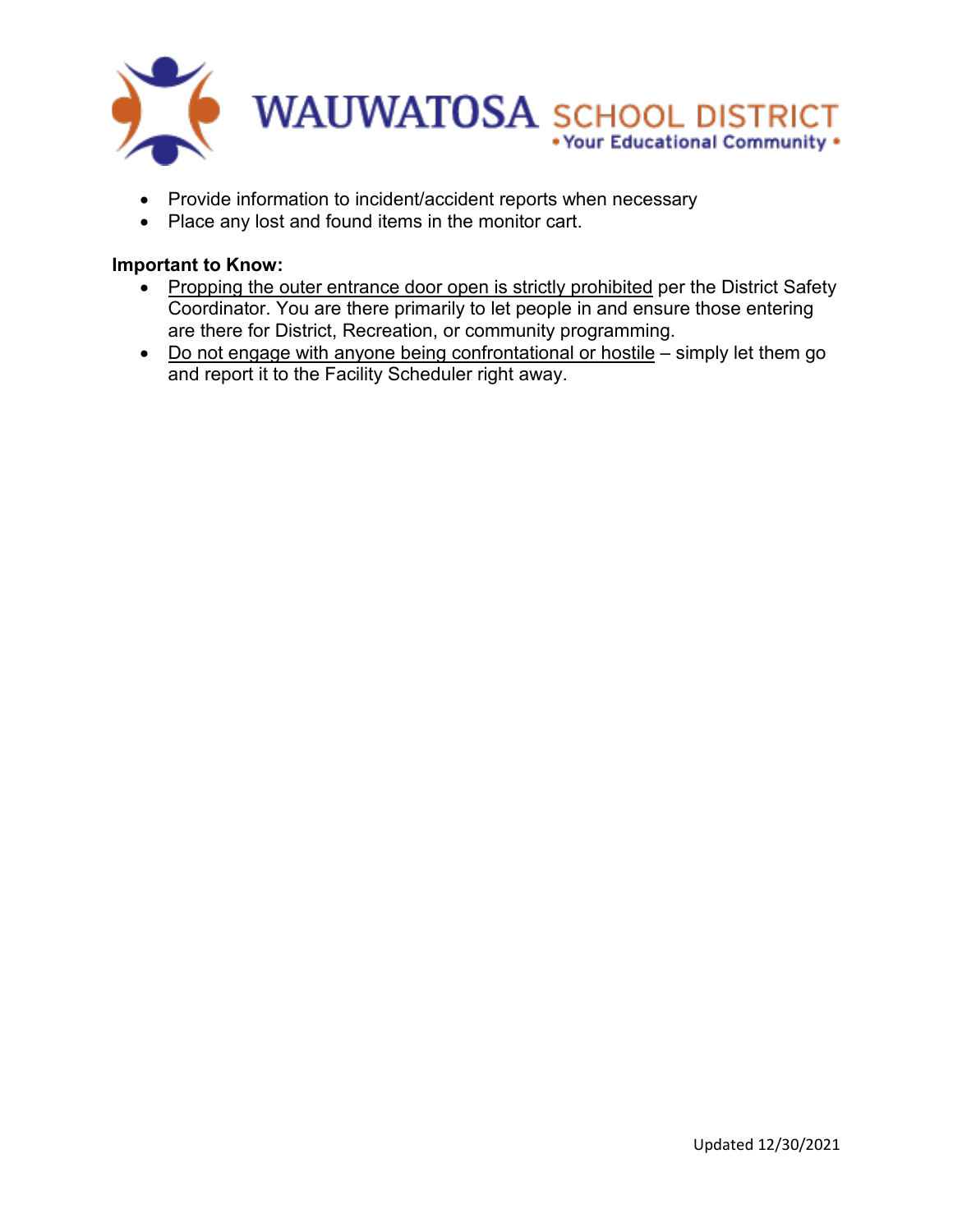- Provide information to incident/accident reports when necessary
- Place any lost and found items in the monitor cart.

**Important to Know:**

- Propping the outer entrance door open is strictly prohibited per the District Safety Coordinator. You are there primarily to let people in and ensure those entering are there for District, Recreation, or community programming.
- Do not engage with anyone being confrontational or hostile – simply let them go and report it to the Facility Scheduler right away.